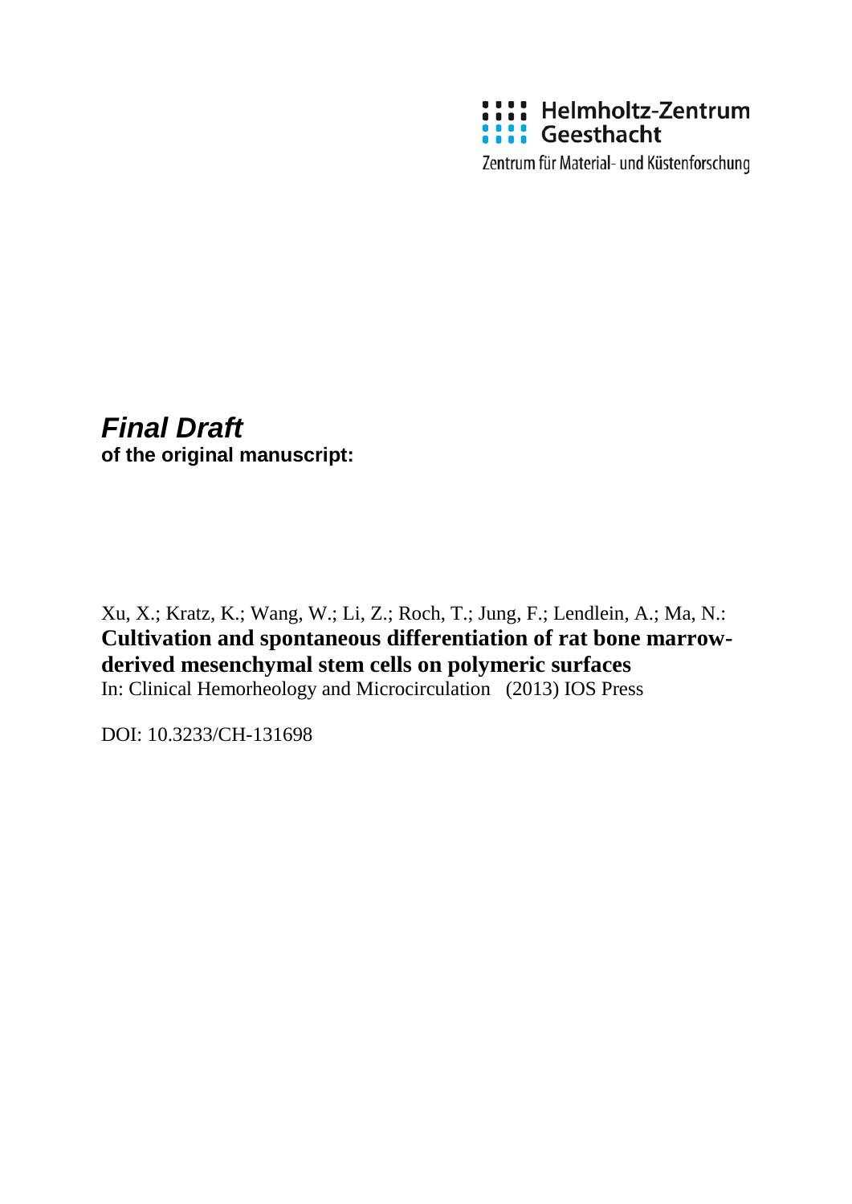Helmholtz-Zentrum Geesthacht

Zentrum für Material- und Küstenforschung

***Final Draft***
**of the original manuscript:**

Xu, X.; Kratz, K.; Wang, W.; Li, Z.; Roch, T.; Jung, F.; Lendlein, A.; Ma, N.:
**Cultivation and spontaneous differentiation of rat bone marrow-derived mesenchymal stem cells on polymeric surfaces**
In: Clinical Hemorheology and Microcirculation (2013) IOS Press

DOI: 10.3233/CH-131698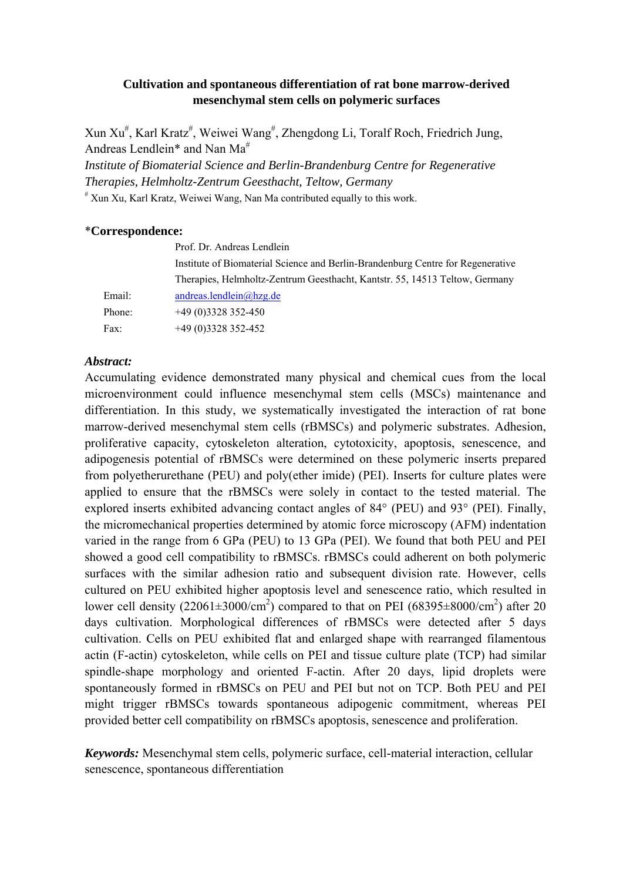**Cultivation and spontaneous differentiation of rat bone marrow-derived mesenchymal stem cells on polymeric surfaces**

Xun Xu[#], Karl Kratz[#], Weiwei Wang[#], Zhengdong Li, Toralf Roch, Friedrich Jung, Andreas Lendlein* and Nan Ma[#]

*Institute of Biomaterial Science and Berlin-Brandenburg Centre for Regenerative Therapies, Helmholtz-Zentrum Geesthacht, Teltow, Germany*

[#] Xun Xu, Karl Kratz, Weiwei Wang, Nan Ma contributed equally to this work.

***Correspondence:**

| | |
|---|---|
| | Prof. Dr. Andreas Lendlein |
| | Institute of Biomaterial Science and Berlin-Brandenburg Centre for Regenerative Therapies, Helmholtz-Zentrum Geesthacht, Kantstr. 55, 14513 Teltow, Germany |
| Email: | andreas.lendlein@hzg.de |
| Phone: | +49 (0)3328 352-450 |
| Fax: | +49 (0)3328 352-452 |

***Abstract:***

Accumulating evidence demonstrated many physical and chemical cues from the local microenvironment could influence mesenchymal stem cells (MSCs) maintenance and differentiation. In this study, we systematically investigated the interaction of rat bone marrow-derived mesenchymal stem cells (rBMSCs) and polymeric substrates. Adhesion, proliferative capacity, cytoskeleton alteration, cytotoxicity, apoptosis, senescence, and adipogenesis potential of rBMSCs were determined on these polymeric inserts prepared from polyetherurethane (PEU) and poly(ether imide) (PEI). Inserts for culture plates were applied to ensure that the rBMSCs were solely in contact to the tested material. The explored inserts exhibited advancing contact angles of 84° (PEU) and 93° (PEI). Finally, the micromechanical properties determined by atomic force microscopy (AFM) indentation varied in the range from 6 GPa (PEU) to 13 GPa (PEI). We found that both PEU and PEI showed a good cell compatibility to rBMSCs. rBMSCs could adherent on both polymeric surfaces with the similar adhesion ratio and subsequent division rate. However, cells cultured on PEU exhibited higher apoptosis level and senescence ratio, which resulted in lower cell density ($22061 \pm 3000/cm^2$) compared to that on PEI ($68395 \pm 8000/cm^2$) after 20 days cultivation. Morphological differences of rBMSCs were detected after 5 days cultivation. Cells on PEU exhibited flat and enlarged shape with rearranged filamentous actin (F-actin) cytoskeleton, while cells on PEI and tissue culture plate (TCP) had similar spindle-shape morphology and oriented F-actin. After 20 days, lipid droplets were spontaneously formed in rBMSCs on PEU and PEI but not on TCP. Both PEU and PEI might trigger rBMSCs towards spontaneous adipogenic commitment, whereas PEI provided better cell compatibility on rBMSCs apoptosis, senescence and proliferation.

***Keywords:*** Mesenchymal stem cells, polymeric surface, cell-material interaction, cellular senescence, spontaneous differentiation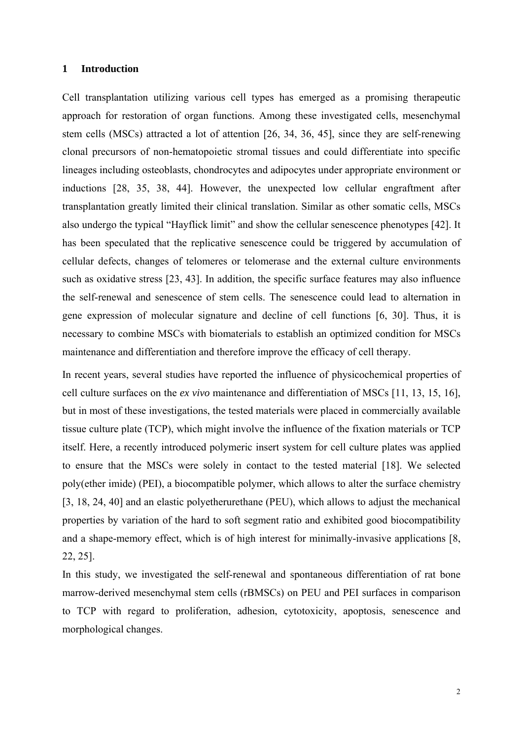# 1 Introduction

Cell transplantation utilizing various cell types has emerged as a promising therapeutic approach for restoration of organ functions. Among these investigated cells, mesenchymal stem cells (MSCs) attracted a lot of attention [26, 34, 36, 45], since they are self-renewing clonal precursors of non-hematopoietic stromal tissues and could differentiate into specific lineages including osteoblasts, chondrocytes and adipocytes under appropriate environment or inductions [28, 35, 38, 44]. However, the unexpected low cellular engraftment after transplantation greatly limited their clinical translation. Similar as other somatic cells, MSCs also undergo the typical "Hayflick limit" and show the cellular senescence phenotypes [42]. It has been speculated that the replicative senescence could be triggered by accumulation of cellular defects, changes of telomeres or telomerase and the external culture environments such as oxidative stress [23, 43]. In addition, the specific surface features may also influence the self-renewal and senescence of stem cells. The senescence could lead to alternation in gene expression of molecular signature and decline of cell functions [6, 30]. Thus, it is necessary to combine MSCs with biomaterials to establish an optimized condition for MSCs maintenance and differentiation and therefore improve the efficacy of cell therapy.

In recent years, several studies have reported the influence of physicochemical properties of cell culture surfaces on the *ex vivo* maintenance and differentiation of MSCs [11, 13, 15, 16], but in most of these investigations, the tested materials were placed in commercially available tissue culture plate (TCP), which might involve the influence of the fixation materials or TCP itself. Here, a recently introduced polymeric insert system for cell culture plates was applied to ensure that the MSCs were solely in contact to the tested material [18]. We selected poly(ether imide) (PEI), a biocompatible polymer, which allows to alter the surface chemistry [3, 18, 24, 40] and an elastic polyetherurethane (PEU), which allows to adjust the mechanical properties by variation of the hard to soft segment ratio and exhibited good biocompatibility and a shape-memory effect, which is of high interest for minimally-invasive applications [8, 22, 25].

In this study, we investigated the self-renewal and spontaneous differentiation of rat bone marrow-derived mesenchymal stem cells (rBMSCs) on PEU and PEI surfaces in comparison to TCP with regard to proliferation, adhesion, cytotoxicity, apoptosis, senescence and morphological changes.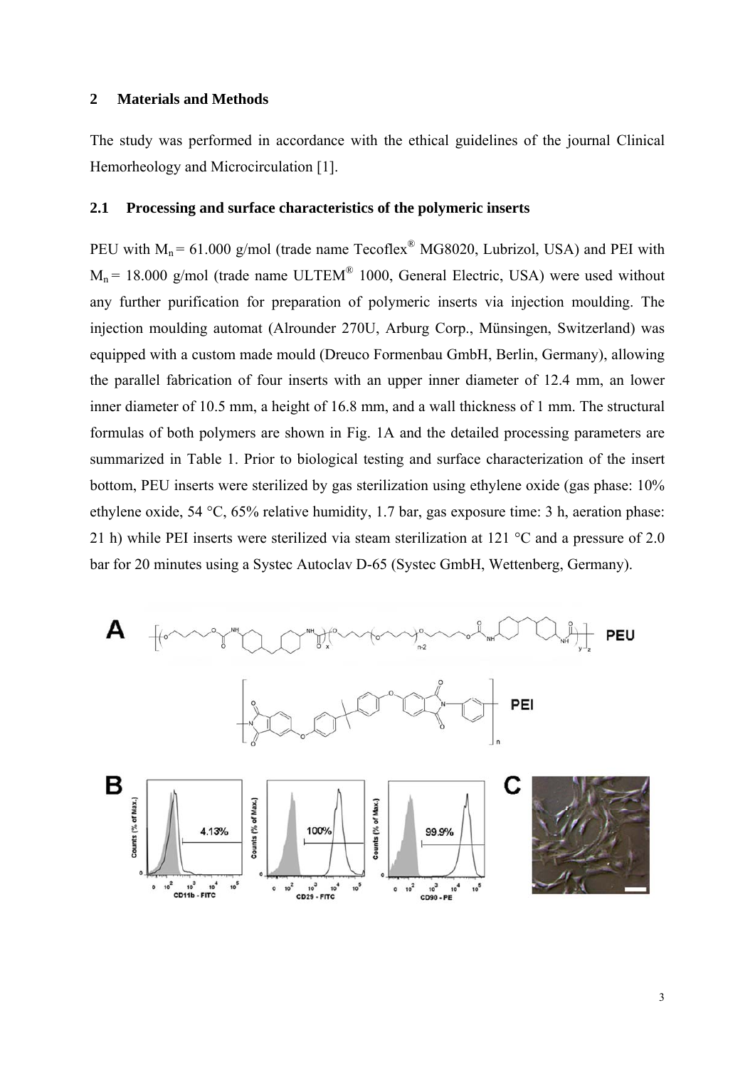## 2 Materials and Methods

The study was performed in accordance with the ethical guidelines of the journal Clinical Hemorheology and Microcirculation [1].

### 2.1 Processing and surface characteristics of the polymeric inserts

PEU with $M_n$ = 61.000 g/mol (trade name Tecoflex® MG8020, Lubrizol, USA) and PEI with $M_n$ = 18.000 g/mol (trade name ULTEM® 1000, General Electric, USA) were used without any further purification for preparation of polymeric inserts via injection moulding. The injection moulding automat (Alrounder 270U, Arburg Corp., Münsingen, Switzerland) was equipped with a custom made mould (Dreuco Formenbau GmbH, Berlin, Germany), allowing the parallel fabrication of four inserts with an upper inner diameter of 12.4 mm, an lower inner diameter of 10.5 mm, a height of 16.8 mm, and a wall thickness of 1 mm. The structural formulas of both polymers are shown in Fig. 1A and the detailed processing parameters are summarized in Table 1. Prior to biological testing and surface characterization of the insert bottom, PEU inserts were sterilized by gas sterilization using ethylene oxide (gas phase: 10% ethylene oxide, 54 °C, 65% relative humidity, 1.7 bar, gas exposure time: 3 h, aeration phase: 21 h) while PEI inserts were sterilized via steam sterilization at 121 °C and a pressure of 2.0 bar for 20 minutes using a Systec Autoclav D-65 (Systec GmbH, Wettenberg, Germany).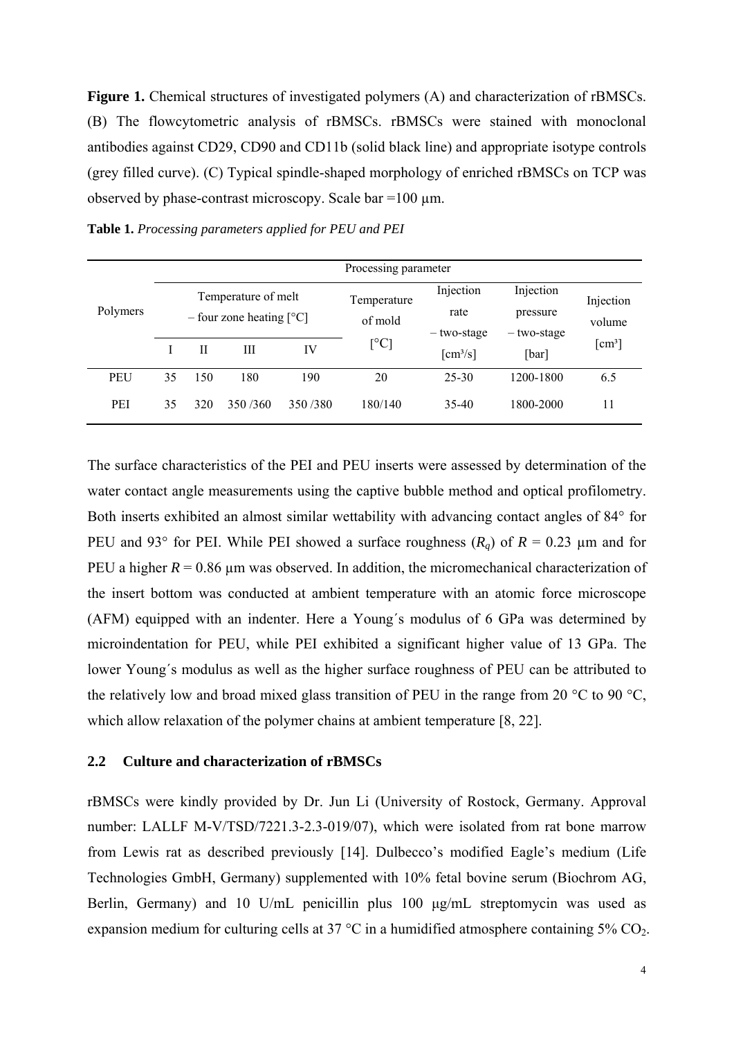**Figure 1.** Chemical structures of investigated polymers (A) and characterization of rBMSCs. (B) The flowcytometric analysis of rBMSCs. rBMSCs were stained with monoclonal antibodies against CD29, CD90 and CD11b (solid black line) and appropriate isotype controls (grey filled curve). (C) Typical spindle-shaped morphology of enriched rBMSCs on TCP was observed by phase-contrast microscopy. Scale bar =100 µm.

**Table 1.** *Processing parameters applied for PEU and PEI*

| Polymers | Processing parameter | | | | | | | |
|---|---|---|---|---|---|---|---|---|
| | Temperature of melt – four zone heating [°C] | | | | Temperature of mold [°C] | Injection rate – two-stage [cm³/s] | Injection pressure – two-stage [bar] | Injection volume [cm³] |
| | I | II | III | IV | | | | |
| PEU | 35 | 150 | 180 | 190 | 20 | 25-30 | 1200-1800 | 6.5 |
| PEI | 35 | 320 | 350 /360 | 350 /380 | 180/140 | 35-40 | 1800-2000 | 11 |

The surface characteristics of the PEI and PEU inserts were assessed by determination of the water contact angle measurements using the captive bubble method and optical profilometry. Both inserts exhibited an almost similar wettability with advancing contact angles of 84° for PEU and 93° for PEI. While PEI showed a surface roughness ($R_q$) of $R$ = 0.23 µm and for PEU a higher $R$ = 0.86 µm was observed. In addition, the micromechanical characterization of the insert bottom was conducted at ambient temperature with an atomic force microscope (AFM) equipped with an indenter. Here a Young´s modulus of 6 GPa was determined by microindentation for PEU, while PEI exhibited a significant higher value of 13 GPa. The lower Young´s modulus as well as the higher surface roughness of PEU can be attributed to the relatively low and broad mixed glass transition of PEU in the range from 20 °C to 90 °C, which allow relaxation of the polymer chains at ambient temperature [8, 22].

## 2.2 Culture and characterization of rBMSCs

rBMSCs were kindly provided by Dr. Jun Li (University of Rostock, Germany. Approval number: LALLF M-V/TSD/7221.3-2.3-019/07), which were isolated from rat bone marrow from Lewis rat as described previously [14]. Dulbecco's modified Eagle's medium (Life Technologies GmbH, Germany) supplemented with 10% fetal bovine serum (Biochrom AG, Berlin, Germany) and 10 U/mL penicillin plus 100 µg/mL streptomycin was used as expansion medium for culturing cells at 37 °C in a humidified atmosphere containing 5% $CO_2$.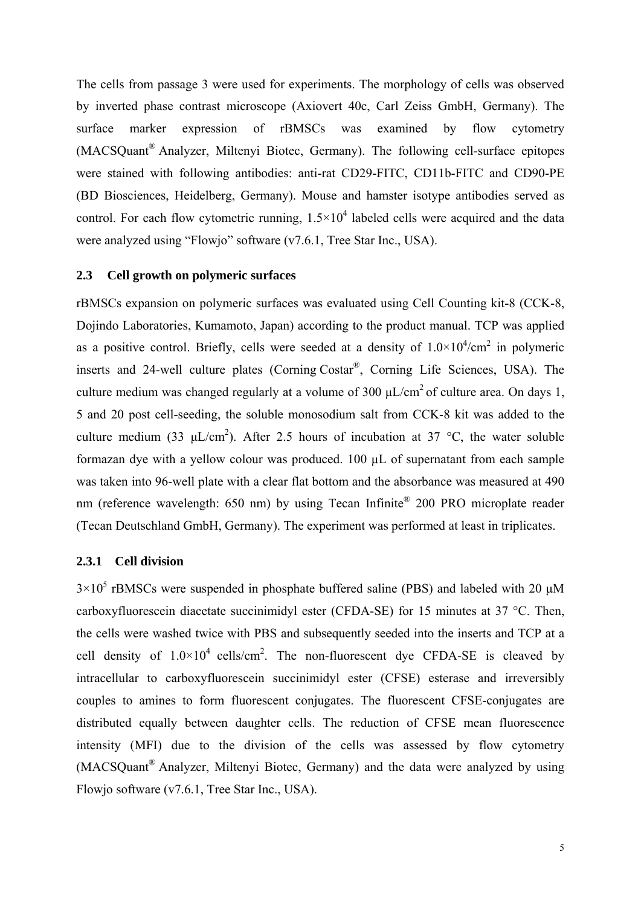The cells from passage 3 were used for experiments. The morphology of cells was observed by inverted phase contrast microscope (Axiovert 40c, Carl Zeiss GmbH, Germany). The surface marker expression of rBMSCs was examined by flow cytometry (MACSQuant® Analyzer, Miltenyi Biotec, Germany). The following cell-surface epitopes were stained with following antibodies: anti-rat CD29-FITC, CD11b-FITC and CD90-PE (BD Biosciences, Heidelberg, Germany). Mouse and hamster isotype antibodies served as control. For each flow cytometric running, $1.5 \times 10^4$ labeled cells were acquired and the data were analyzed using "Flowjo" software (v7.6.1, Tree Star Inc., USA).

### 2.3 Cell growth on polymeric surfaces

rBMSCs expansion on polymeric surfaces was evaluated using Cell Counting kit-8 (CCK-8, Dojindo Laboratories, Kumamoto, Japan) according to the product manual. TCP was applied as a positive control. Briefly, cells were seeded at a density of $1.0 \times 10^4$/cm$^2$ in polymeric inserts and 24-well culture plates (Corning Costar®, Corning Life Sciences, USA). The culture medium was changed regularly at a volume of 300 μL/cm$^2$ of culture area. On days 1, 5 and 20 post cell-seeding, the soluble monosodium salt from CCK-8 kit was added to the culture medium (33 μL/cm$^2$). After 2.5 hours of incubation at 37 °C, the water soluble formazan dye with a yellow colour was produced. 100 μL of supernatant from each sample was taken into 96-well plate with a clear flat bottom and the absorbance was measured at 490 nm (reference wavelength: 650 nm) by using Tecan Infinite® 200 PRO microplate reader (Tecan Deutschland GmbH, Germany). The experiment was performed at least in triplicates.

#### 2.3.1 Cell division

$3 \times 10^5$ rBMSCs were suspended in phosphate buffered saline (PBS) and labeled with 20 μM carboxyfluorescein diacetate succinimidyl ester (CFDA-SE) for 15 minutes at 37 °C. Then, the cells were washed twice with PBS and subsequently seeded into the inserts and TCP at a cell density of $1.0 \times 10^4$ cells/cm$^2$. The non-fluorescent dye CFDA-SE is cleaved by intracellular to carboxyfluorescein succinimidyl ester (CFSE) esterase and irreversibly couples to amines to form fluorescent conjugates. The fluorescent CFSE-conjugates are distributed equally between daughter cells. The reduction of CFSE mean fluorescence intensity (MFI) due to the division of the cells was assessed by flow cytometry (MACSQuant® Analyzer, Miltenyi Biotec, Germany) and the data were analyzed by using Flowjo software (v7.6.1, Tree Star Inc., USA).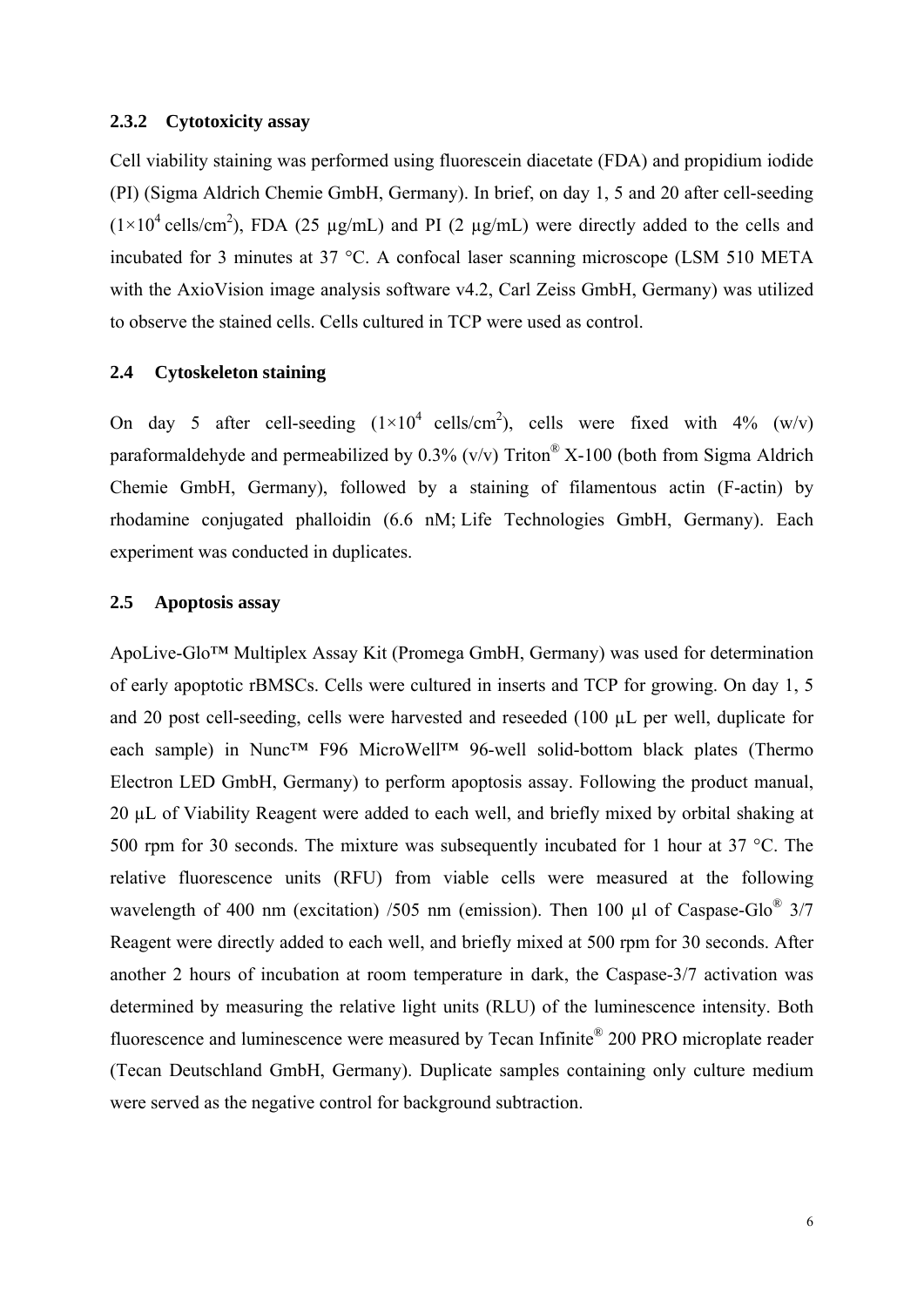### 2.3.2 Cytotoxicity assay

Cell viability staining was performed using fluorescein diacetate (FDA) and propidium iodide (PI) (Sigma Aldrich Chemie GmbH, Germany). In brief, on day 1, 5 and 20 after cell-seeding ($1×10^4$ cells/cm$^2$), FDA (25 µg/mL) and PI (2 µg/mL) were directly added to the cells and incubated for 3 minutes at 37 °C. A confocal laser scanning microscope (LSM 510 META with the AxioVision image analysis software v4.2, Carl Zeiss GmbH, Germany) was utilized to observe the stained cells. Cells cultured in TCP were used as control.

## 2.4 Cytoskeleton staining

On day 5 after cell-seeding ($1×10^4$ cells/cm$^2$), cells were fixed with 4% (w/v) paraformaldehyde and permeabilized by 0.3% (v/v) Triton® X-100 (both from Sigma Aldrich Chemie GmbH, Germany), followed by a staining of filamentous actin (F-actin) by rhodamine conjugated phalloidin (6.6 nM; Life Technologies GmbH, Germany). Each experiment was conducted in duplicates.

## 2.5 Apoptosis assay

ApoLive-Glo™ Multiplex Assay Kit (Promega GmbH, Germany) was used for determination of early apoptotic rBMSCs. Cells were cultured in inserts and TCP for growing. On day 1, 5 and 20 post cell-seeding, cells were harvested and reseeded (100 µL per well, duplicate for each sample) in Nunc™ F96 MicroWell™ 96-well solid-bottom black plates (Thermo Electron LED GmbH, Germany) to perform apoptosis assay. Following the product manual, 20 µL of Viability Reagent were added to each well, and briefly mixed by orbital shaking at 500 rpm for 30 seconds. The mixture was subsequently incubated for 1 hour at 37 °C. The relative fluorescence units (RFU) from viable cells were measured at the following wavelength of 400 nm (excitation) /505 nm (emission). Then 100 µl of Caspase-Glo® 3/7 Reagent were directly added to each well, and briefly mixed at 500 rpm for 30 seconds. After another 2 hours of incubation at room temperature in dark, the Caspase-3/7 activation was determined by measuring the relative light units (RLU) of the luminescence intensity. Both fluorescence and luminescence were measured by Tecan Infinite® 200 PRO microplate reader (Tecan Deutschland GmbH, Germany). Duplicate samples containing only culture medium were served as the negative control for background subtraction.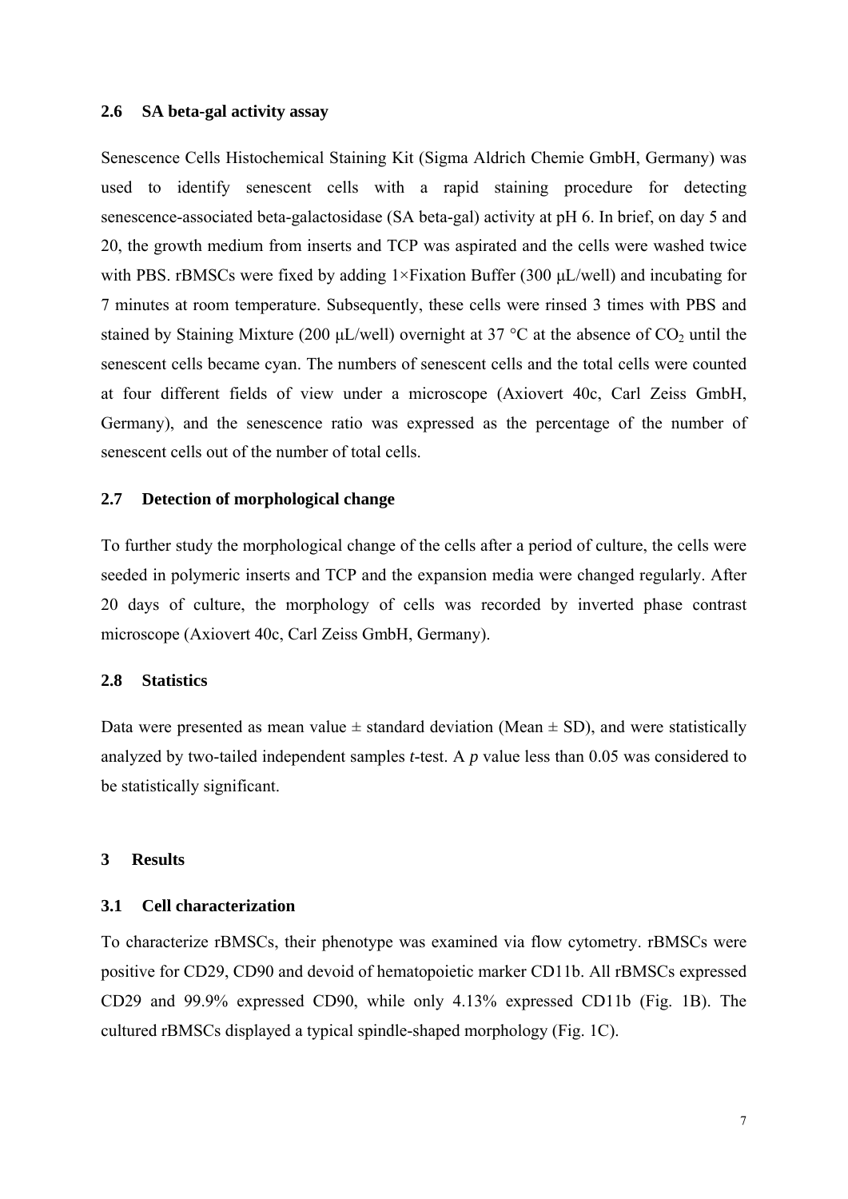### 2.6 SA beta-gal activity assay

Senescence Cells Histochemical Staining Kit (Sigma Aldrich Chemie GmbH, Germany) was used to identify senescent cells with a rapid staining procedure for detecting senescence-associated beta-galactosidase (SA beta-gal) activity at pH 6. In brief, on day 5 and 20, the growth medium from inserts and TCP was aspirated and the cells were washed twice with PBS. rBMSCs were fixed by adding 1×Fixation Buffer (300 μL/well) and incubating for 7 minutes at room temperature. Subsequently, these cells were rinsed 3 times with PBS and stained by Staining Mixture (200 μL/well) overnight at 37 °C at the absence of $CO_2$ until the senescent cells became cyan. The numbers of senescent cells and the total cells were counted at four different fields of view under a microscope (Axiovert 40c, Carl Zeiss GmbH, Germany), and the senescence ratio was expressed as the percentage of the number of senescent cells out of the number of total cells.

### 2.7 Detection of morphological change

To further study the morphological change of the cells after a period of culture, the cells were seeded in polymeric inserts and TCP and the expansion media were changed regularly. After 20 days of culture, the morphology of cells was recorded by inverted phase contrast microscope (Axiovert 40c, Carl Zeiss GmbH, Germany).

### 2.8 Statistics

Data were presented as mean value ± standard deviation (Mean ± SD), and were statistically analyzed by two-tailed independent samples *t*-test. A *p* value less than 0.05 was considered to be statistically significant.

## 3 Results

### 3.1 Cell characterization

To characterize rBMSCs, their phenotype was examined via flow cytometry. rBMSCs were positive for CD29, CD90 and devoid of hematopoietic marker CD11b. All rBMSCs expressed CD29 and 99.9% expressed CD90, while only 4.13% expressed CD11b (Fig. 1B). The cultured rBMSCs displayed a typical spindle-shaped morphology (Fig. 1C).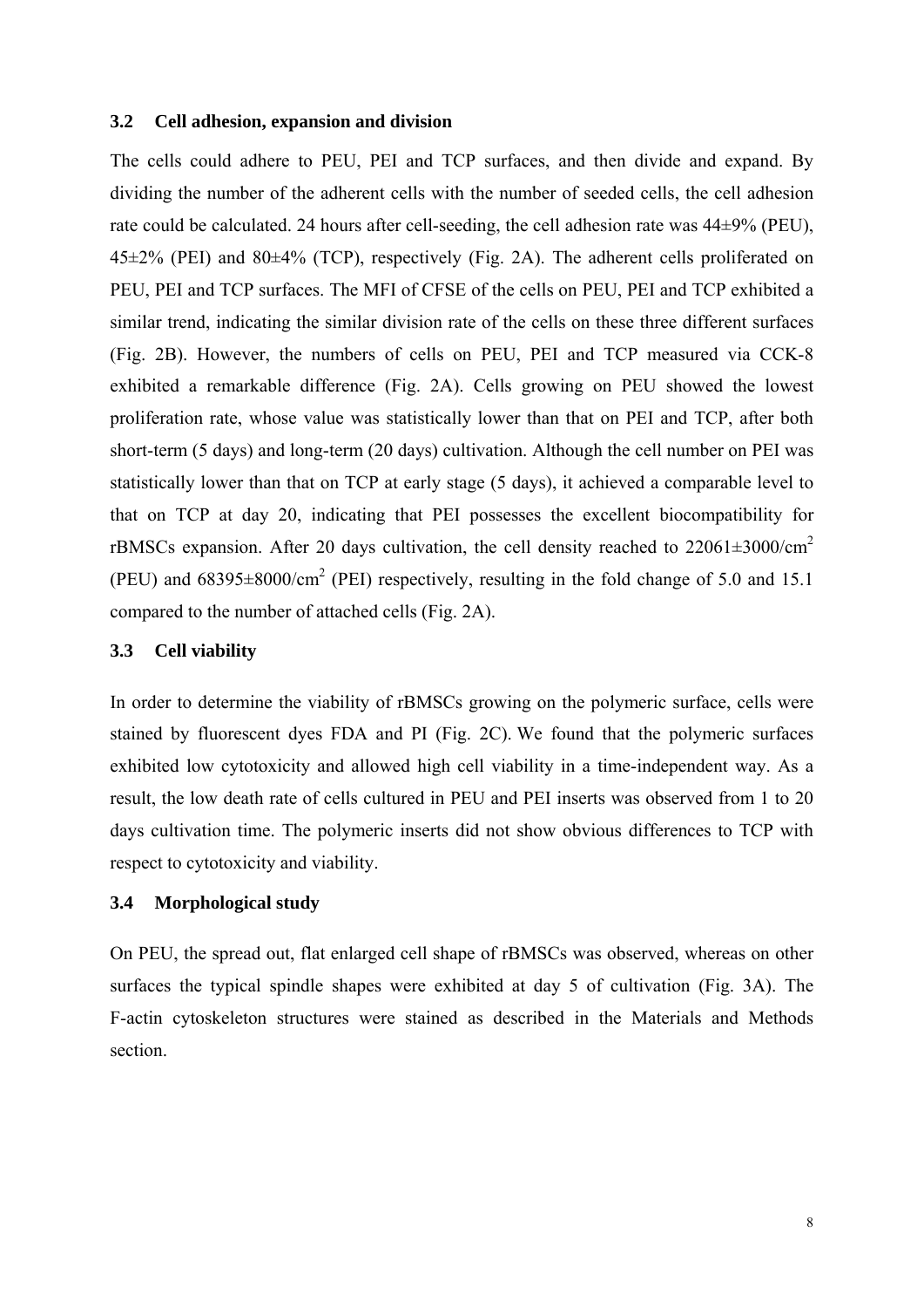### 3.2 Cell adhesion, expansion and division

The cells could adhere to PEU, PEI and TCP surfaces, and then divide and expand. By dividing the number of the adherent cells with the number of seeded cells, the cell adhesion rate could be calculated. 24 hours after cell-seeding, the cell adhesion rate was 44±9% (PEU), 45±2% (PEI) and 80±4% (TCP), respectively (Fig. 2A). The adherent cells proliferated on PEU, PEI and TCP surfaces. The MFI of CFSE of the cells on PEU, PEI and TCP exhibited a similar trend, indicating the similar division rate of the cells on these three different surfaces (Fig. 2B). However, the numbers of cells on PEU, PEI and TCP measured via CCK-8 exhibited a remarkable difference (Fig. 2A). Cells growing on PEU showed the lowest proliferation rate, whose value was statistically lower than that on PEI and TCP, after both short-term (5 days) and long-term (20 days) cultivation. Although the cell number on PEI was statistically lower than that on TCP at early stage (5 days), it achieved a comparable level to that on TCP at day 20, indicating that PEI possesses the excellent biocompatibility for rBMSCs expansion. After 20 days cultivation, the cell density reached to 22061±3000/cm$^2$ (PEU) and 68395±8000/cm$^2$ (PEI) respectively, resulting in the fold change of 5.0 and 15.1 compared to the number of attached cells (Fig. 2A).

### 3.3 Cell viability

In order to determine the viability of rBMSCs growing on the polymeric surface, cells were stained by fluorescent dyes FDA and PI (Fig. 2C). We found that the polymeric surfaces exhibited low cytotoxicity and allowed high cell viability in a time-independent way. As a result, the low death rate of cells cultured in PEU and PEI inserts was observed from 1 to 20 days cultivation time. The polymeric inserts did not show obvious differences to TCP with respect to cytotoxicity and viability.

### 3.4 Morphological study

On PEU, the spread out, flat enlarged cell shape of rBMSCs was observed, whereas on other surfaces the typical spindle shapes were exhibited at day 5 of cultivation (Fig. 3A). The F-actin cytoskeleton structures were stained as described in the Materials and Methods section.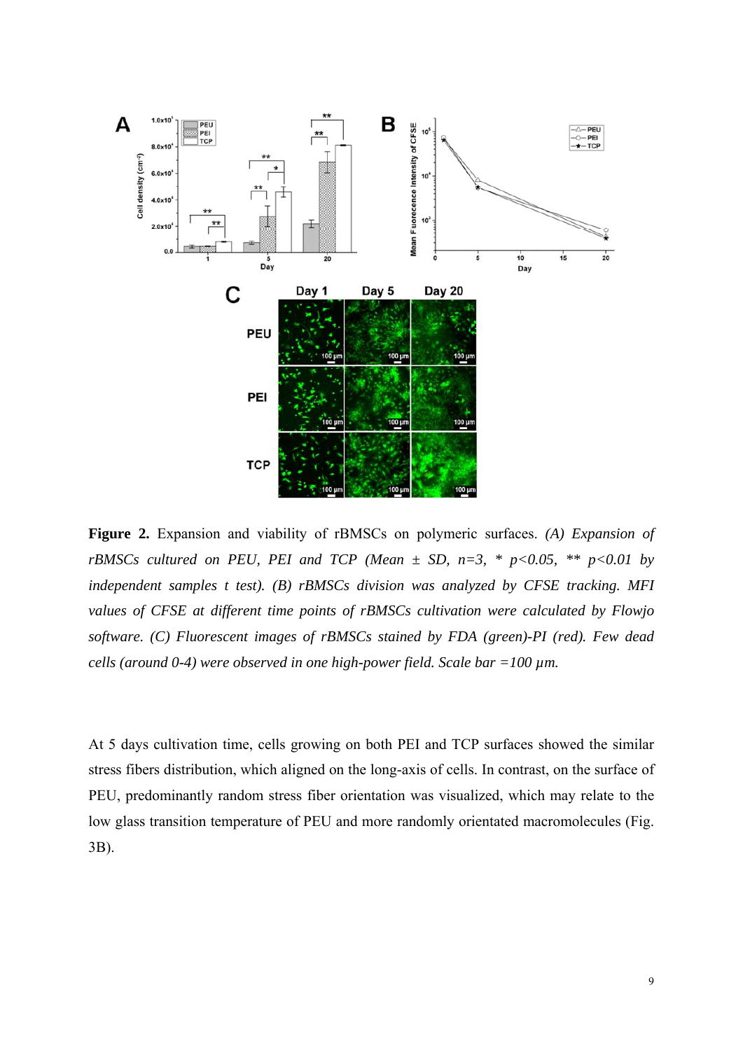**Figure 2.** Expansion and viability of rBMSCs on polymeric surfaces. *(A) Expansion of rBMSCs cultured on PEU, PEI and TCP (Mean ± SD, n=3, * p<0.05, ** p<0.01 by independent samples t test). (B) rBMSCs division was analyzed by CFSE tracking. MFI values of CFSE at different time points of rBMSCs cultivation were calculated by Flowjo software. (C) Fluorescent images of rBMSCs stained by FDA (green)-PI (red). Few dead cells (around 0-4) were observed in one high-power field. Scale bar =100 μm.*

At 5 days cultivation time, cells growing on both PEI and TCP surfaces showed the similar stress fibers distribution, which aligned on the long-axis of cells. In contrast, on the surface of PEU, predominantly random stress fiber orientation was visualized, which may relate to the low glass transition temperature of PEU and more randomly orientated macromolecules (Fig. 3B).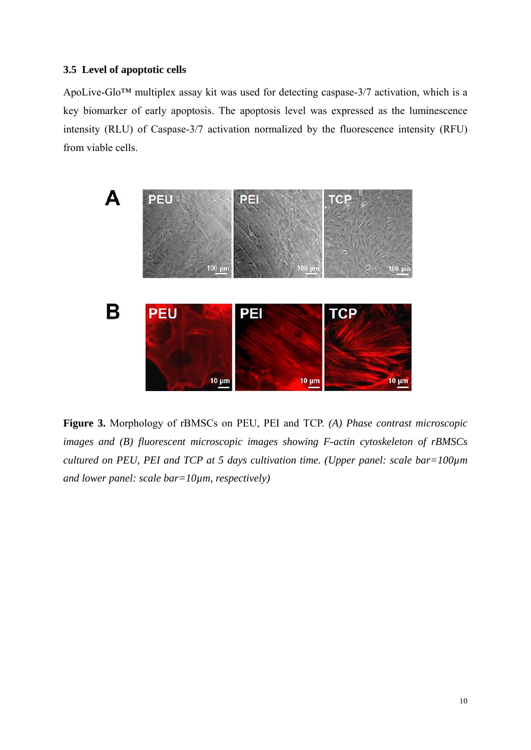### 3.5 Level of apoptotic cells

ApoLive-Glo™ multiplex assay kit was used for detecting caspase-3/7 activation, which is a key biomarker of early apoptosis. The apoptosis level was expressed as the luminescence intensity (RLU) of Caspase-3/7 activation normalized by the fluorescence intensity (RFU) from viable cells.

**Figure 3.** Morphology of rBMSCs on PEU, PEI and TCP. *(A) Phase contrast microscopic images and (B) fluorescent microscopic images showing F-actin cytoskeleton of rBMSCs cultured on PEU, PEI and TCP at 5 days cultivation time. (Upper panel: scale bar=100µm and lower panel: scale bar=10µm, respectively)*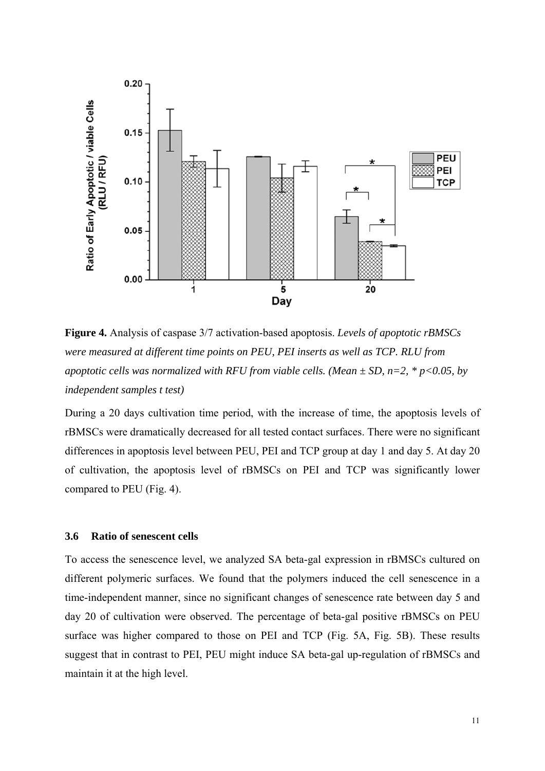**Figure 4.** Analysis of caspase 3/7 activation-based apoptosis. *Levels of apoptotic rBMSCs were measured at different time points on PEU, PEI inserts as well as TCP. RLU from apoptotic cells was normalized with RFU from viable cells. (Mean ± SD, n=2, * $p<0.05$, by independent samples t test)*

During a 20 days cultivation time period, with the increase of time, the apoptosis levels of rBMSCs were dramatically decreased for all tested contact surfaces. There were no significant differences in apoptosis level between PEU, PEI and TCP group at day 1 and day 5. At day 20 of cultivation, the apoptosis level of rBMSCs on PEI and TCP was significantly lower compared to PEU (Fig. 4).

### 3.6 Ratio of senescent cells

To access the senescence level, we analyzed SA beta-gal expression in rBMSCs cultured on different polymeric surfaces. We found that the polymers induced the cell senescence in a time-independent manner, since no significant changes of senescence rate between day 5 and day 20 of cultivation were observed. The percentage of beta-gal positive rBMSCs on PEU surface was higher compared to those on PEI and TCP (Fig. 5A, Fig. 5B). These results suggest that in contrast to PEI, PEU might induce SA beta-gal up-regulation of rBMSCs and maintain it at the high level.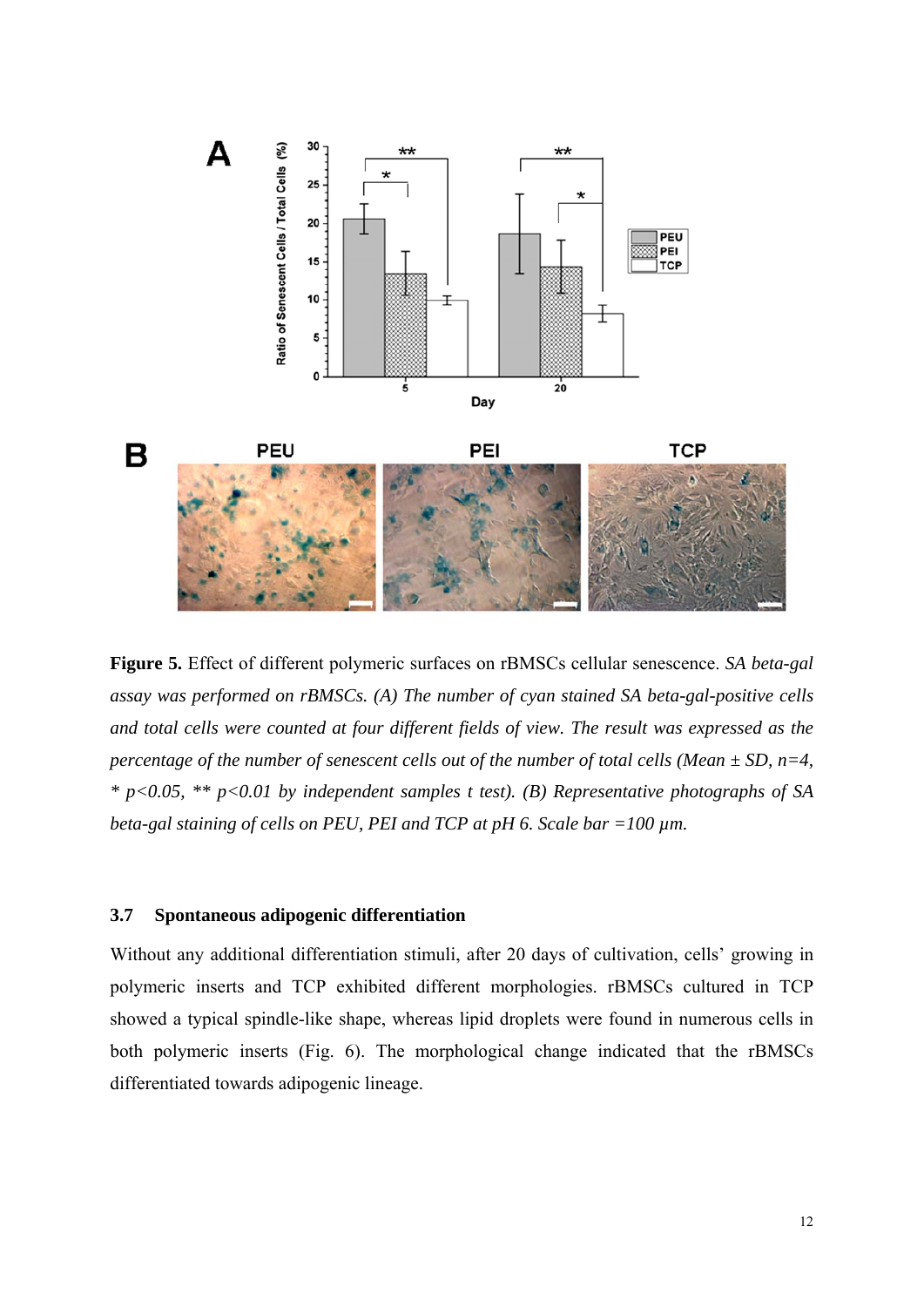**Figure 5.** Effect of different polymeric surfaces on rBMSCs cellular senescence. *SA beta-gal assay was performed on rBMSCs. (A) The number of cyan stained SA beta-gal-positive cells and total cells were counted at four different fields of view. The result was expressed as the percentage of the number of senescent cells out of the number of total cells (Mean ± SD, n=4, * $p<0.05$, ** $p<0.01$ by independent samples t test). (B) Representative photographs of SA beta-gal staining of cells on PEU, PEI and TCP at pH 6. Scale bar =100 µm.*

### 3.7 Spontaneous adipogenic differentiation

Without any additional differentiation stimuli, after 20 days of cultivation, cells' growing in polymeric inserts and TCP exhibited different morphologies. rBMSCs cultured in TCP showed a typical spindle-like shape, whereas lipid droplets were found in numerous cells in both polymeric inserts (Fig. 6). The morphological change indicated that the rBMSCs differentiated towards adipogenic lineage.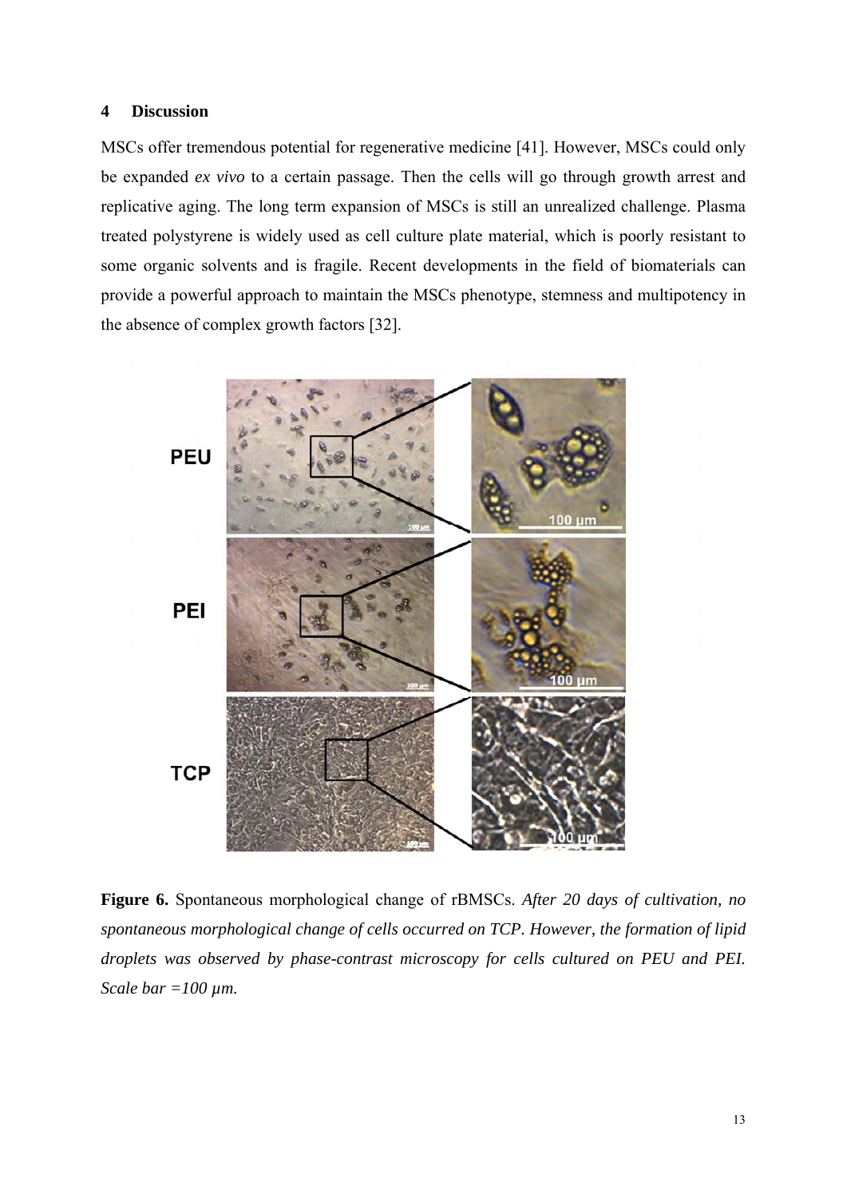## 4 Discussion

MSCs offer tremendous potential for regenerative medicine [41]. However, MSCs could only be expanded *ex vivo* to a certain passage. Then the cells will go through growth arrest and replicative aging. The long term expansion of MSCs is still an unrealized challenge. Plasma treated polystyrene is widely used as cell culture plate material, which is poorly resistant to some organic solvents and is fragile. Recent developments in the field of biomaterials can provide a powerful approach to maintain the MSCs phenotype, stemness and multipotency in the absence of complex growth factors [32].

**Figure 6.** Spontaneous morphological change of rBMSCs. *After 20 days of cultivation, no spontaneous morphological change of cells occurred on TCP. However, the formation of lipid droplets was observed by phase-contrast microscopy for cells cultured on PEU and PEI. Scale bar =100 μm.*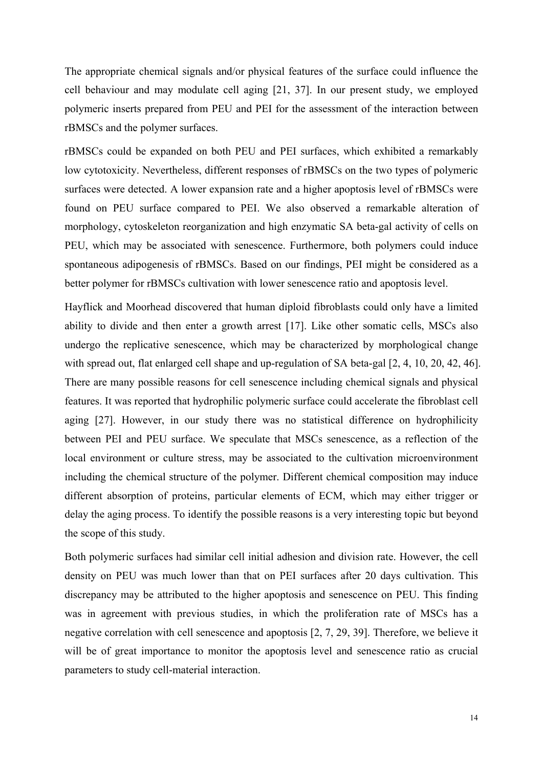The appropriate chemical signals and/or physical features of the surface could influence the cell behaviour and may modulate cell aging [21, 37]. In our present study, we employed polymeric inserts prepared from PEU and PEI for the assessment of the interaction between rBMSCs and the polymer surfaces.

rBMSCs could be expanded on both PEU and PEI surfaces, which exhibited a remarkably low cytotoxicity. Nevertheless, different responses of rBMSCs on the two types of polymeric surfaces were detected. A lower expansion rate and a higher apoptosis level of rBMSCs were found on PEU surface compared to PEI. We also observed a remarkable alteration of morphology, cytoskeleton reorganization and high enzymatic SA beta-gal activity of cells on PEU, which may be associated with senescence. Furthermore, both polymers could induce spontaneous adipogenesis of rBMSCs. Based on our findings, PEI might be considered as a better polymer for rBMSCs cultivation with lower senescence ratio and apoptosis level.

Hayflick and Moorhead discovered that human diploid fibroblasts could only have a limited ability to divide and then enter a growth arrest [17]. Like other somatic cells, MSCs also undergo the replicative senescence, which may be characterized by morphological change with spread out, flat enlarged cell shape and up-regulation of SA beta-gal [2, 4, 10, 20, 42, 46]. There are many possible reasons for cell senescence including chemical signals and physical features. It was reported that hydrophilic polymeric surface could accelerate the fibroblast cell aging [27]. However, in our study there was no statistical difference on hydrophilicity between PEI and PEU surface. We speculate that MSCs senescence, as a reflection of the local environment or culture stress, may be associated to the cultivation microenvironment including the chemical structure of the polymer. Different chemical composition may induce different absorption of proteins, particular elements of ECM, which may either trigger or delay the aging process. To identify the possible reasons is a very interesting topic but beyond the scope of this study.

Both polymeric surfaces had similar cell initial adhesion and division rate. However, the cell density on PEU was much lower than that on PEI surfaces after 20 days cultivation. This discrepancy may be attributed to the higher apoptosis and senescence on PEU. This finding was in agreement with previous studies, in which the proliferation rate of MSCs has a negative correlation with cell senescence and apoptosis [2, 7, 29, 39]. Therefore, we believe it will be of great importance to monitor the apoptosis level and senescence ratio as crucial parameters to study cell-material interaction.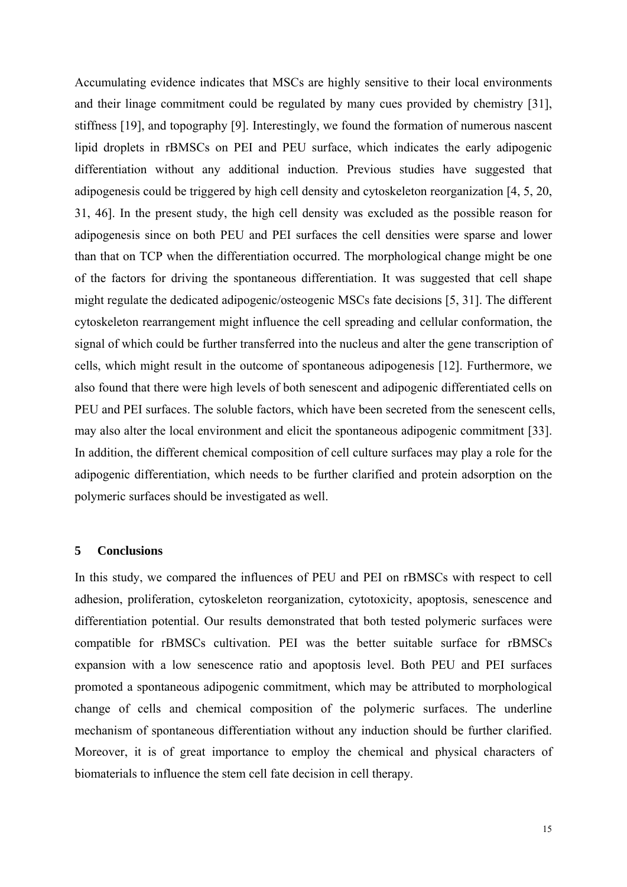Accumulating evidence indicates that MSCs are highly sensitive to their local environments and their linage commitment could be regulated by many cues provided by chemistry [31], stiffness [19], and topography [9]. Interestingly, we found the formation of numerous nascent lipid droplets in rBMSCs on PEI and PEU surface, which indicates the early adipogenic differentiation without any additional induction. Previous studies have suggested that adipogenesis could be triggered by high cell density and cytoskeleton reorganization [4, 5, 20, 31, 46]. In the present study, the high cell density was excluded as the possible reason for adipogenesis since on both PEU and PEI surfaces the cell densities were sparse and lower than that on TCP when the differentiation occurred. The morphological change might be one of the factors for driving the spontaneous differentiation. It was suggested that cell shape might regulate the dedicated adipogenic/osteogenic MSCs fate decisions [5, 31]. The different cytoskeleton rearrangement might influence the cell spreading and cellular conformation, the signal of which could be further transferred into the nucleus and alter the gene transcription of cells, which might result in the outcome of spontaneous adipogenesis [12]. Furthermore, we also found that there were high levels of both senescent and adipogenic differentiated cells on PEU and PEI surfaces. The soluble factors, which have been secreted from the senescent cells, may also alter the local environment and elicit the spontaneous adipogenic commitment [33]. In addition, the different chemical composition of cell culture surfaces may play a role for the adipogenic differentiation, which needs to be further clarified and protein adsorption on the polymeric surfaces should be investigated as well.

## 5 Conclusions

In this study, we compared the influences of PEU and PEI on rBMSCs with respect to cell adhesion, proliferation, cytoskeleton reorganization, cytotoxicity, apoptosis, senescence and differentiation potential. Our results demonstrated that both tested polymeric surfaces were compatible for rBMSCs cultivation. PEI was the better suitable surface for rBMSCs expansion with a low senescence ratio and apoptosis level. Both PEU and PEI surfaces promoted a spontaneous adipogenic commitment, which may be attributed to morphological change of cells and chemical composition of the polymeric surfaces. The underline mechanism of spontaneous differentiation without any induction should be further clarified. Moreover, it is of great importance to employ the chemical and physical characters of biomaterials to influence the stem cell fate decision in cell therapy.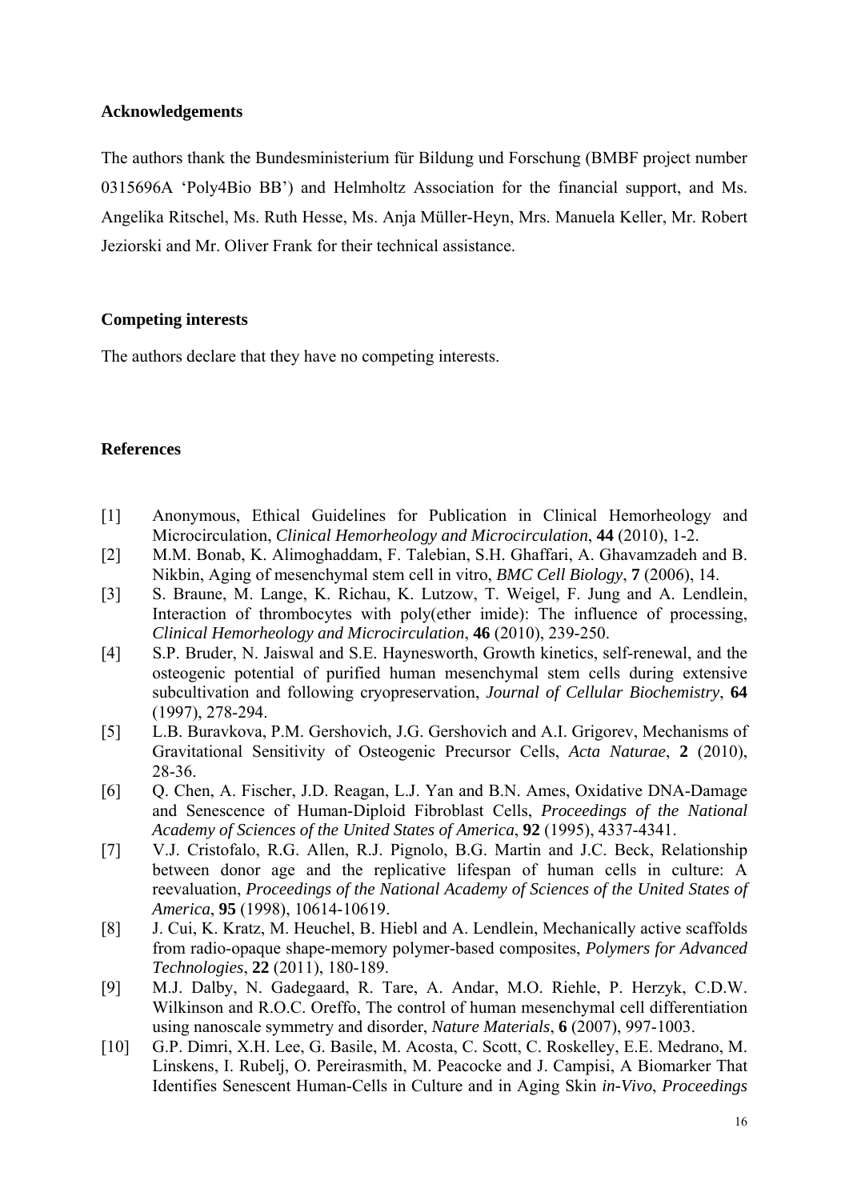## Acknowledgements

The authors thank the Bundesministerium für Bildung und Forschung (BMBF project number 0315696A 'Poly4Bio BB') and Helmholtz Association for the financial support, and Ms. Angelika Ritschel, Ms. Ruth Hesse, Ms. Anja Müller-Heyn, Mrs. Manuela Keller, Mr. Robert Jeziorski and Mr. Oliver Frank for their technical assistance.

## Competing interests

The authors declare that they have no competing interests.

## References

[1] Anonymous, Ethical Guidelines for Publication in Clinical Hemorheology and Microcirculation, *Clinical Hemorheology and Microcirculation*, **44** (2010), 1-2.

[2] M.M. Bonab, K. Alimoghaddam, F. Talebian, S.H. Ghaffari, A. Ghavamzadeh and B. Nikbin, Aging of mesenchymal stem cell in vitro, *BMC Cell Biology*, **7** (2006), 14.

[3] S. Braune, M. Lange, K. Richau, K. Lutzow, T. Weigel, F. Jung and A. Lendlein, Interaction of thrombocytes with poly(ether imide): The influence of processing, *Clinical Hemorheology and Microcirculation*, **46** (2010), 239-250.

[4] S.P. Bruder, N. Jaiswal and S.E. Haynesworth, Growth kinetics, self-renewal, and the osteogenic potential of purified human mesenchymal stem cells during extensive subcultivation and following cryopreservation, *Journal of Cellular Biochemistry*, **64** (1997), 278-294.

[5] L.B. Buravkova, P.M. Gershovich, J.G. Gershovich and A.I. Grigorev, Mechanisms of Gravitational Sensitivity of Osteogenic Precursor Cells, *Acta Naturae*, **2** (2010), 28-36.

[6] Q. Chen, A. Fischer, J.D. Reagan, L.J. Yan and B.N. Ames, Oxidative DNA-Damage and Senescence of Human-Diploid Fibroblast Cells, *Proceedings of the National Academy of Sciences of the United States of America*, **92** (1995), 4337-4341.

[7] V.J. Cristofalo, R.G. Allen, R.J. Pignolo, B.G. Martin and J.C. Beck, Relationship between donor age and the replicative lifespan of human cells in culture: A reevaluation, *Proceedings of the National Academy of Sciences of the United States of America*, **95** (1998), 10614-10619.

[8] J. Cui, K. Kratz, M. Heuchel, B. Hiebl and A. Lendlein, Mechanically active scaffolds from radio-opaque shape-memory polymer-based composites, *Polymers for Advanced Technologies*, **22** (2011), 180-189.

[9] M.J. Dalby, N. Gadegaard, R. Tare, A. Andar, M.O. Riehle, P. Herzyk, C.D.W. Wilkinson and R.O.C. Oreffo, The control of human mesenchymal cell differentiation using nanoscale symmetry and disorder, *Nature Materials*, **6** (2007), 997-1003.

[10] G.P. Dimri, X.H. Lee, G. Basile, M. Acosta, C. Scott, C. Roskelley, E.E. Medrano, M. Linskens, I. Rubelj, O. Pereirasmith, M. Peacocke and J. Campisi, A Biomarker That Identifies Senescent Human-Cells in Culture and in Aging Skin *in-Vivo*, *Proceedings*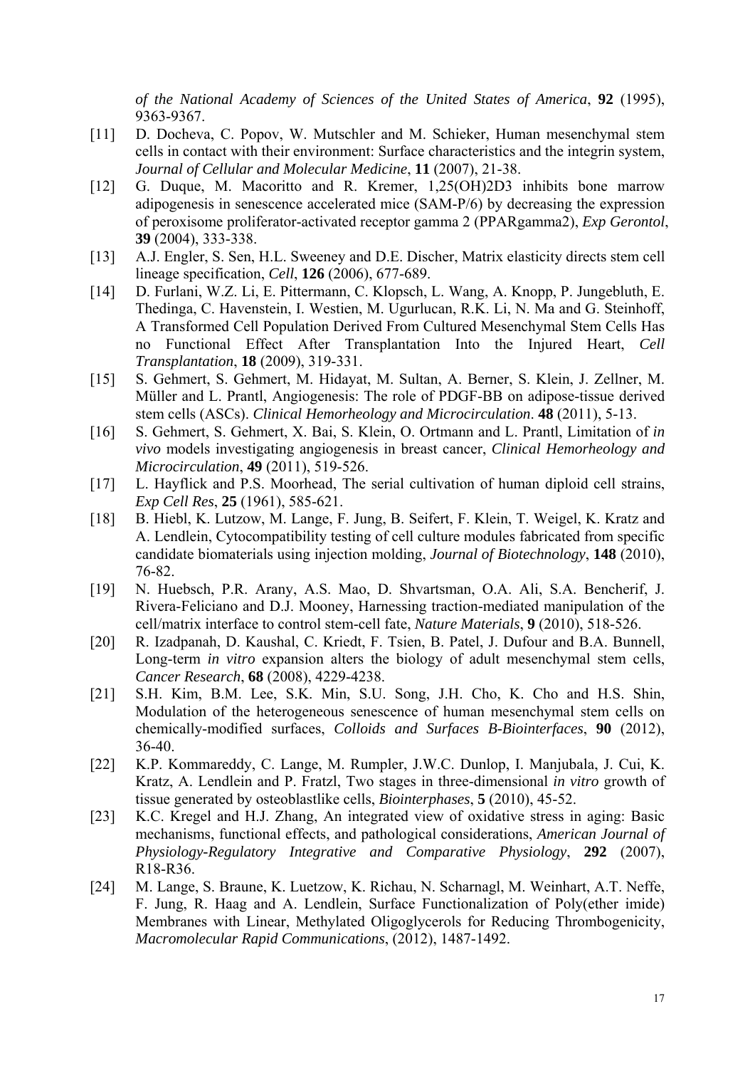*of the National Academy of Sciences of the United States of America*, **92** (1995), 9363-9367.

[11] D. Docheva, C. Popov, W. Mutschler and M. Schieker, Human mesenchymal stem cells in contact with their environment: Surface characteristics and the integrin system, *Journal of Cellular and Molecular Medicine*, **11** (2007), 21-38.

[12] G. Duque, M. Macoritto and R. Kremer, 1,25(OH)2D3 inhibits bone marrow adipogenesis in senescence accelerated mice (SAM-P/6) by decreasing the expression of peroxisome proliferator-activated receptor gamma 2 (PPARgamma2), *Exp Gerontol*, **39** (2004), 333-338.

[13] A.J. Engler, S. Sen, H.L. Sweeney and D.E. Discher, Matrix elasticity directs stem cell lineage specification, *Cell*, **126** (2006), 677-689.

[14] D. Furlani, W.Z. Li, E. Pittermann, C. Klopsch, L. Wang, A. Knopp, P. Jungebluth, E. Thedinga, C. Havenstein, I. Westien, M. Ugurlucan, R.K. Li, N. Ma and G. Steinhoff, A Transformed Cell Population Derived From Cultured Mesenchymal Stem Cells Has no Functional Effect After Transplantation Into the Injured Heart, *Cell Transplantation*, **18** (2009), 319-331.

[15] S. Gehmert, S. Gehmert, M. Hidayat, M. Sultan, A. Berner, S. Klein, J. Zellner, M. Müller and L. Prantl, Angiogenesis: The role of PDGF-BB on adipose-tissue derived stem cells (ASCs). *Clinical Hemorheology and Microcirculation*. **48** (2011), 5-13.

[16] S. Gehmert, S. Gehmert, X. Bai, S. Klein, O. Ortmann and L. Prantl, Limitation of *in vivo* models investigating angiogenesis in breast cancer, *Clinical Hemorheology and Microcirculation*, **49** (2011), 519-526.

[17] L. Hayflick and P.S. Moorhead, The serial cultivation of human diploid cell strains, *Exp Cell Res*, **25** (1961), 585-621.

[18] B. Hiebl, K. Lutzow, M. Lange, F. Jung, B. Seifert, F. Klein, T. Weigel, K. Kratz and A. Lendlein, Cytocompatibility testing of cell culture modules fabricated from specific candidate biomaterials using injection molding, *Journal of Biotechnology*, **148** (2010), 76-82.

[19] N. Huebsch, P.R. Arany, A.S. Mao, D. Shvartsman, O.A. Ali, S.A. Bencherif, J. Rivera-Feliciano and D.J. Mooney, Harnessing traction-mediated manipulation of the cell/matrix interface to control stem-cell fate, *Nature Materials*, **9** (2010), 518-526.

[20] R. Izadpanah, D. Kaushal, C. Kriedt, F. Tsien, B. Patel, J. Dufour and B.A. Bunnell, Long-term *in vitro* expansion alters the biology of adult mesenchymal stem cells, *Cancer Research*, **68** (2008), 4229-4238.

[21] S.H. Kim, B.M. Lee, S.K. Min, S.U. Song, J.H. Cho, K. Cho and H.S. Shin, Modulation of the heterogeneous senescence of human mesenchymal stem cells on chemically-modified surfaces, *Colloids and Surfaces B-Biointerfaces*, **90** (2012), 36-40.

[22] K.P. Kommareddy, C. Lange, M. Rumpler, J.W.C. Dunlop, I. Manjubala, J. Cui, K. Kratz, A. Lendlein and P. Fratzl, Two stages in three-dimensional *in vitro* growth of tissue generated by osteoblastlike cells, *Biointerphases*, **5** (2010), 45-52.

[23] K.C. Kregel and H.J. Zhang, An integrated view of oxidative stress in aging: Basic mechanisms, functional effects, and pathological considerations, *American Journal of Physiology-Regulatory Integrative and Comparative Physiology*, **292** (2007), R18-R36.

[24] M. Lange, S. Braune, K. Luetzow, K. Richau, N. Scharnagl, M. Weinhart, A.T. Neffe, F. Jung, R. Haag and A. Lendlein, Surface Functionalization of Poly(ether imide) Membranes with Linear, Methylated Oligoglycerols for Reducing Thrombogenicity, *Macromolecular Rapid Communications*, (2012), 1487-1492.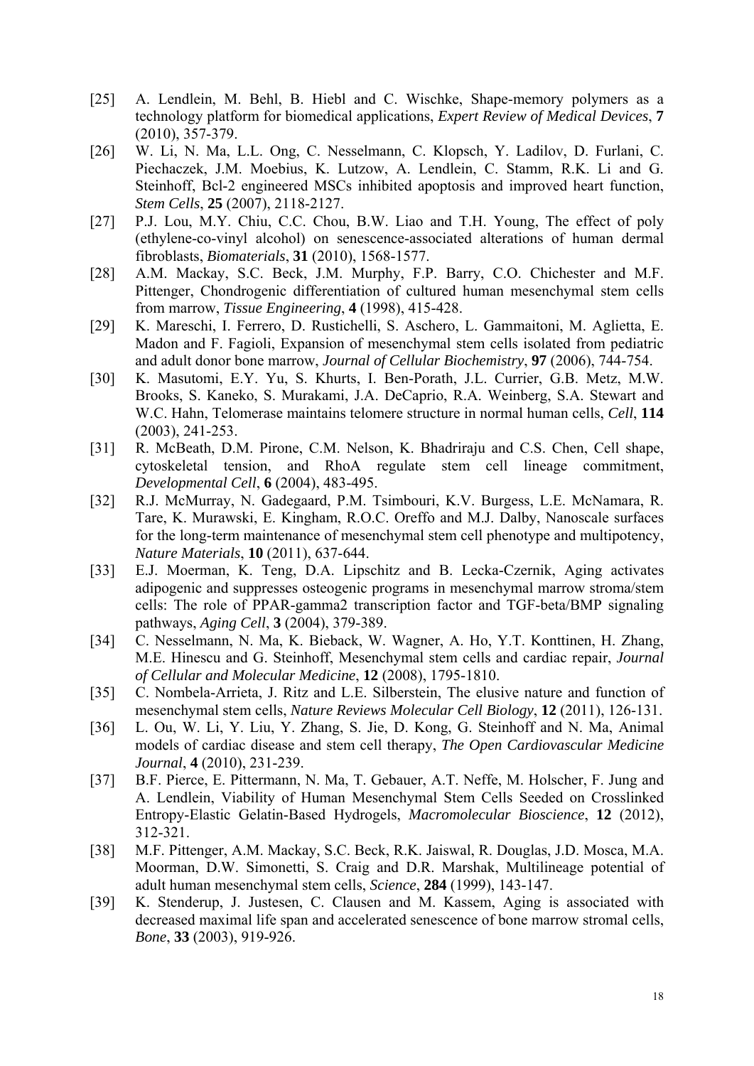[25] A. Lendlein, M. Behl, B. Hiebl and C. Wischke, Shape-memory polymers as a technology platform for biomedical applications, *Expert Review of Medical Devices*, **7** (2010), 357-379.

[26] W. Li, N. Ma, L.L. Ong, C. Nesselmann, C. Klopsch, Y. Ladilov, D. Furlani, C. Piechaczek, J.M. Moebius, K. Lutzow, A. Lendlein, C. Stamm, R.K. Li and G. Steinhoff, Bcl-2 engineered MSCs inhibited apoptosis and improved heart function, *Stem Cells*, **25** (2007), 2118-2127.

[27] P.J. Lou, M.Y. Chiu, C.C. Chou, B.W. Liao and T.H. Young, The effect of poly (ethylene-co-vinyl alcohol) on senescence-associated alterations of human dermal fibroblasts, *Biomaterials*, **31** (2010), 1568-1577.

[28] A.M. Mackay, S.C. Beck, J.M. Murphy, F.P. Barry, C.O. Chichester and M.F. Pittenger, Chondrogenic differentiation of cultured human mesenchymal stem cells from marrow, *Tissue Engineering*, **4** (1998), 415-428.

[29] K. Mareschi, I. Ferrero, D. Rustichelli, S. Aschero, L. Gammaitoni, M. Aglietta, E. Madon and F. Fagioli, Expansion of mesenchymal stem cells isolated from pediatric and adult donor bone marrow, *Journal of Cellular Biochemistry*, **97** (2006), 744-754.

[30] K. Masutomi, E.Y. Yu, S. Khurts, I. Ben-Porath, J.L. Currier, G.B. Metz, M.W. Brooks, S. Kaneko, S. Murakami, J.A. DeCaprio, R.A. Weinberg, S.A. Stewart and W.C. Hahn, Telomerase maintains telomere structure in normal human cells, *Cell*, **114** (2003), 241-253.

[31] R. McBeath, D.M. Pirone, C.M. Nelson, K. Bhadriraju and C.S. Chen, Cell shape, cytoskeletal tension, and RhoA regulate stem cell lineage commitment, *Developmental Cell*, **6** (2004), 483-495.

[32] R.J. McMurray, N. Gadegaard, P.M. Tsimbouri, K.V. Burgess, L.E. McNamara, R. Tare, K. Murawski, E. Kingham, R.O.C. Oreffo and M.J. Dalby, Nanoscale surfaces for the long-term maintenance of mesenchymal stem cell phenotype and multipotency, *Nature Materials*, **10** (2011), 637-644.

[33] E.J. Moerman, K. Teng, D.A. Lipschitz and B. Lecka-Czernik, Aging activates adipogenic and suppresses osteogenic programs in mesenchymal marrow stroma/stem cells: The role of PPAR-gamma2 transcription factor and TGF-beta/BMP signaling pathways, *Aging Cell*, **3** (2004), 379-389.

[34] C. Nesselmann, N. Ma, K. Bieback, W. Wagner, A. Ho, Y.T. Konttinen, H. Zhang, M.E. Hinescu and G. Steinhoff, Mesenchymal stem cells and cardiac repair, *Journal of Cellular and Molecular Medicine*, **12** (2008), 1795-1810.

[35] C. Nombela-Arrieta, J. Ritz and L.E. Silberstein, The elusive nature and function of mesenchymal stem cells, *Nature Reviews Molecular Cell Biology*, **12** (2011), 126-131.

[36] L. Ou, W. Li, Y. Liu, Y. Zhang, S. Jie, D. Kong, G. Steinhoff and N. Ma, Animal models of cardiac disease and stem cell therapy, *The Open Cardiovascular Medicine Journal*, **4** (2010), 231-239.

[37] B.F. Pierce, E. Pittermann, N. Ma, T. Gebauer, A.T. Neffe, M. Holscher, F. Jung and A. Lendlein, Viability of Human Mesenchymal Stem Cells Seeded on Crosslinked Entropy-Elastic Gelatin-Based Hydrogels, *Macromolecular Bioscience*, **12** (2012), 312-321.

[38] M.F. Pittenger, A.M. Mackay, S.C. Beck, R.K. Jaiswal, R. Douglas, J.D. Mosca, M.A. Moorman, D.W. Simonetti, S. Craig and D.R. Marshak, Multilineage potential of adult human mesenchymal stem cells, *Science*, **284** (1999), 143-147.

[39] K. Stenderup, J. Justesen, C. Clausen and M. Kassem, Aging is associated with decreased maximal life span and accelerated senescence of bone marrow stromal cells, *Bone*, **33** (2003), 919-926.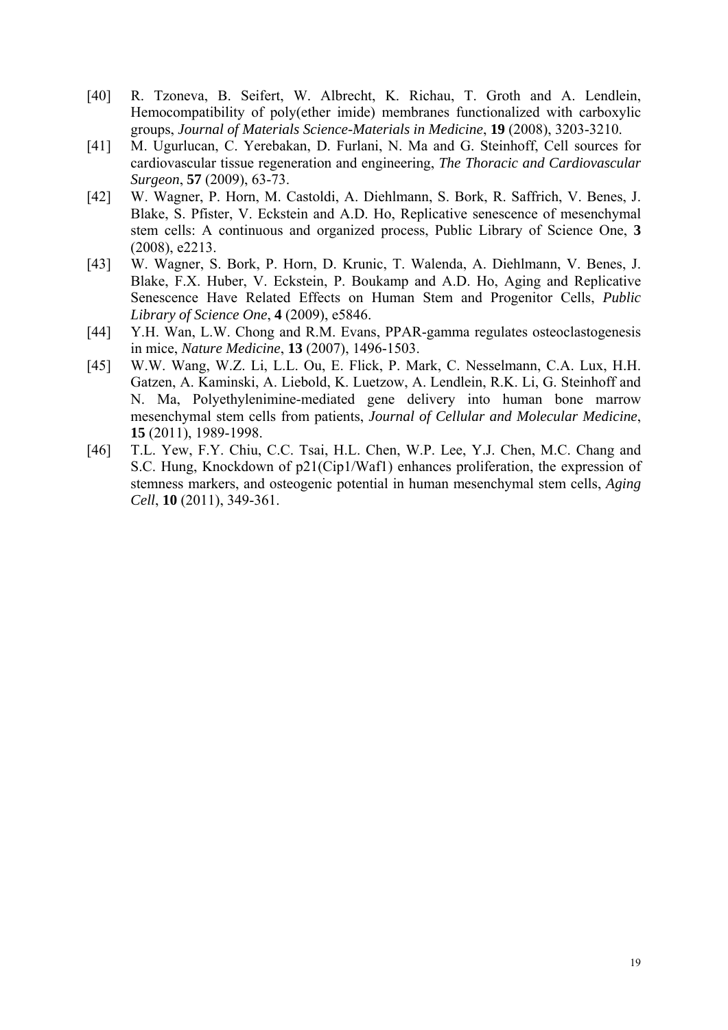[40] R. Tzoneva, B. Seifert, W. Albrecht, K. Richau, T. Groth and A. Lendlein, Hemocompatibility of poly(ether imide) membranes functionalized with carboxylic groups, *Journal of Materials Science-Materials in Medicine*, **19** (2008), 3203-3210.

[41] M. Ugurlucan, C. Yerebakan, D. Furlani, N. Ma and G. Steinhoff, Cell sources for cardiovascular tissue regeneration and engineering, *The Thoracic and Cardiovascular Surgeon*, **57** (2009), 63-73.

[42] W. Wagner, P. Horn, M. Castoldi, A. Diehlmann, S. Bork, R. Saffrich, V. Benes, J. Blake, S. Pfister, V. Eckstein and A.D. Ho, Replicative senescence of mesenchymal stem cells: A continuous and organized process, Public Library of Science One, **3** (2008), e2213.

[43] W. Wagner, S. Bork, P. Horn, D. Krunic, T. Walenda, A. Diehlmann, V. Benes, J. Blake, F.X. Huber, V. Eckstein, P. Boukamp and A.D. Ho, Aging and Replicative Senescence Have Related Effects on Human Stem and Progenitor Cells, *Public Library of Science One*, **4** (2009), e5846.

[44] Y.H. Wan, L.W. Chong and R.M. Evans, PPAR-gamma regulates osteoclastogenesis in mice, *Nature Medicine*, **13** (2007), 1496-1503.

[45] W.W. Wang, W.Z. Li, L.L. Ou, E. Flick, P. Mark, C. Nesselmann, C.A. Lux, H.H. Gatzen, A. Kaminski, A. Liebold, K. Luetzow, A. Lendlein, R.K. Li, G. Steinhoff and N. Ma, Polyethylenimine-mediated gene delivery into human bone marrow mesenchymal stem cells from patients, *Journal of Cellular and Molecular Medicine*, **15** (2011), 1989-1998.

[46] T.L. Yew, F.Y. Chiu, C.C. Tsai, H.L. Chen, W.P. Lee, Y.J. Chen, M.C. Chang and S.C. Hung, Knockdown of p21(Cip1/Waf1) enhances proliferation, the expression of stemness markers, and osteogenic potential in human mesenchymal stem cells, *Aging Cell*, **10** (2011), 349-361.